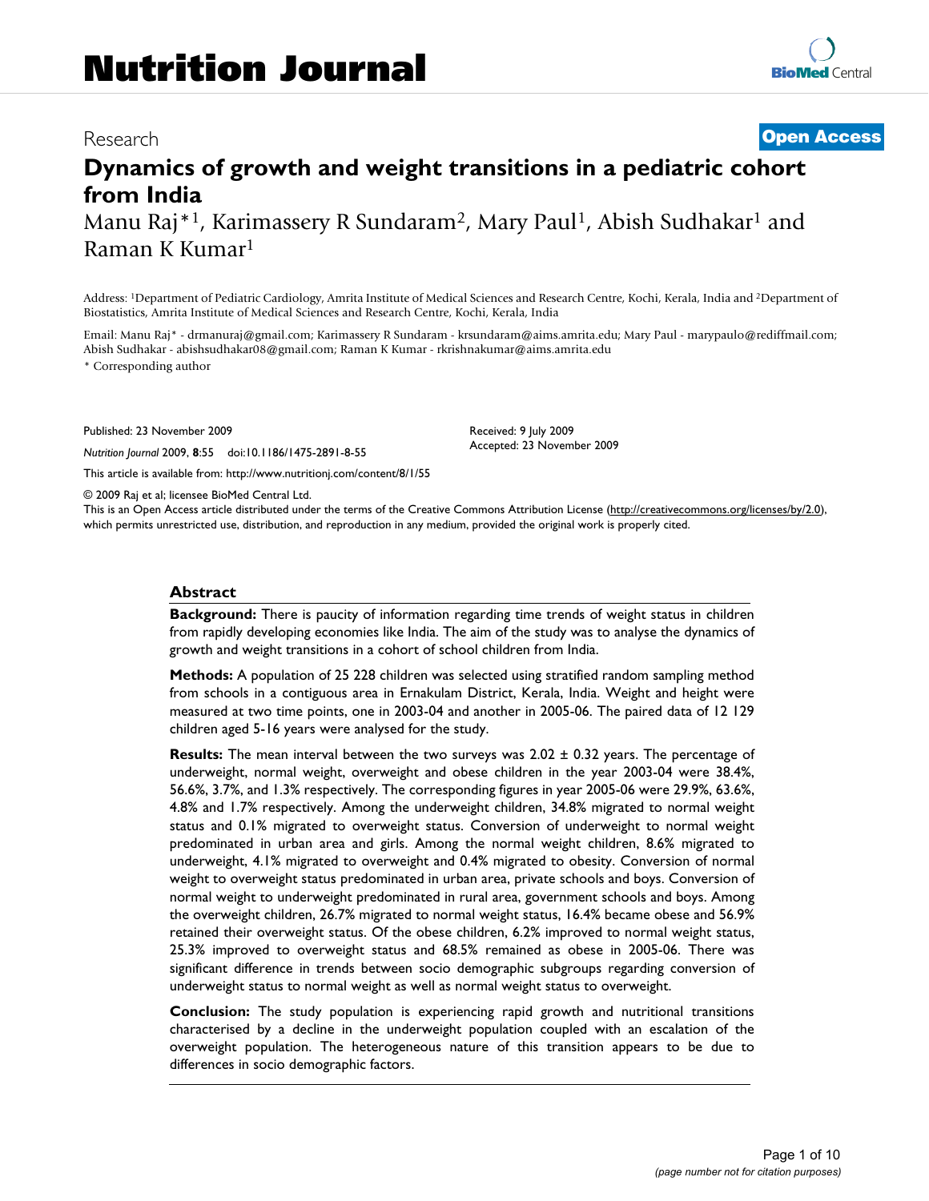# Nutrition Journal

Research

**Open Access**

# Dynamics of growth and weight transitions in a pediatric cohort from India

Manu Raj*[1], Karimassery R Sundaram[2], Mary Paul[1], Abish Sudhakar[1] and Raman K Kumar[1]

Address: [1]Department of Pediatric Cardiology, Amrita Institute of Medical Sciences and Research Centre, Kochi, Kerala, India and [2]Department of Biostatistics, Amrita Institute of Medical Sciences and Research Centre, Kochi, Kerala, India

Email: Manu Raj* - drmanuraj@gmail.com; Karimassery R Sundaram - krsundaram@aims.amrita.edu; Mary Paul - marypaulo@rediffmail.com; Abish Sudhakar - abishsudhakar08@gmail.com; Raman K Kumar - rkrishnakumar@aims.amrita.edu

\* Corresponding author

Published: 23 November 2009

*Nutrition Journal* 2009, **8**:55 doi:10.1186/1475-2891-8-55

Received: 9 July 2009
Accepted: 23 November 2009

This article is available from: http://www.nutritionj.com/content/8/1/55

© 2009 Raj et al; licensee BioMed Central Ltd.

This is an Open Access article distributed under the terms of the Creative Commons Attribution License (http://creativecommons.org/licenses/by/2.0), which permits unrestricted use, distribution, and reproduction in any medium, provided the original work is properly cited.

## Abstract

**Background:** There is paucity of information regarding time trends of weight status in children from rapidly developing economies like India. The aim of the study was to analyse the dynamics of growth and weight transitions in a cohort of school children from India.

**Methods:** A population of 25 228 children was selected using stratified random sampling method from schools in a contiguous area in Ernakulam District, Kerala, India. Weight and height were measured at two time points, one in 2003-04 and another in 2005-06. The paired data of 12 129 children aged 5-16 years were analysed for the study.

**Results:** The mean interval between the two surveys was 2.02 ± 0.32 years. The percentage of underweight, normal weight, overweight and obese children in the year 2003-04 were 38.4%, 56.6%, 3.7%, and 1.3% respectively. The corresponding figures in year 2005-06 were 29.9%, 63.6%, 4.8% and 1.7% respectively. Among the underweight children, 34.8% migrated to normal weight status and 0.1% migrated to overweight status. Conversion of underweight to normal weight predominated in urban area and girls. Among the normal weight children, 8.6% migrated to underweight, 4.1% migrated to overweight and 0.4% migrated to obesity. Conversion of normal weight to overweight status predominated in urban area, private schools and boys. Conversion of normal weight to underweight predominated in rural area, government schools and boys. Among the overweight children, 26.7% migrated to normal weight status, 16.4% became obese and 56.9% retained their overweight status. Of the obese children, 6.2% improved to normal weight status, 25.3% improved to overweight status and 68.5% remained as obese in 2005-06. There was significant difference in trends between socio demographic subgroups regarding conversion of underweight status to normal weight as well as normal weight status to overweight.

**Conclusion:** The study population is experiencing rapid growth and nutritional transitions characterised by a decline in the underweight population coupled with an escalation of the overweight population. The heterogeneous nature of this transition appears to be due to differences in socio demographic factors.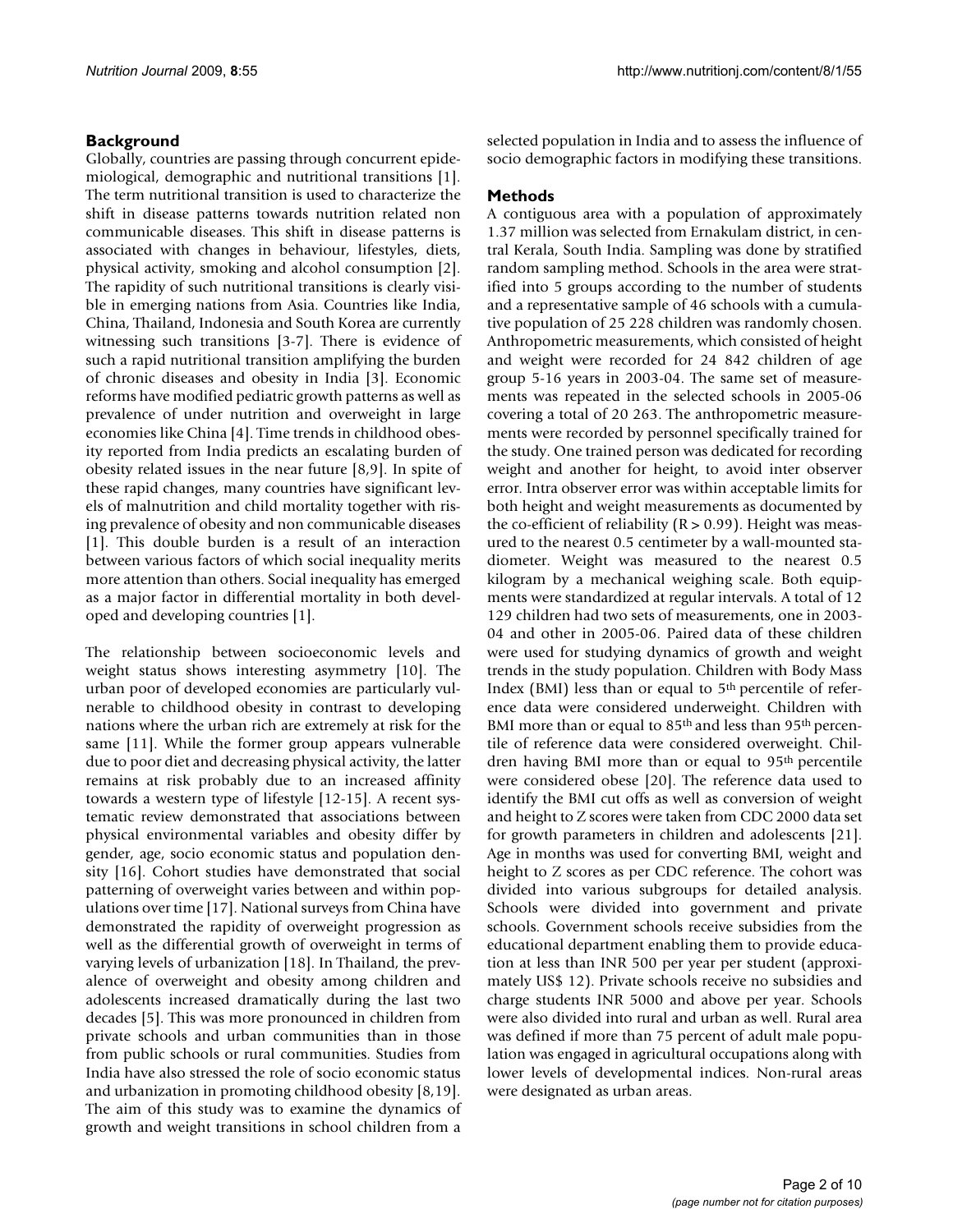## Background

Globally, countries are passing through concurrent epidemiological, demographic and nutritional transitions [1]. The term nutritional transition is used to characterize the shift in disease patterns towards nutrition related non communicable diseases. This shift in disease patterns is associated with changes in behaviour, lifestyles, diets, physical activity, smoking and alcohol consumption [2]. The rapidity of such nutritional transitions is clearly visible in emerging nations from Asia. Countries like India, China, Thailand, Indonesia and South Korea are currently witnessing such transitions [3-7]. There is evidence of such a rapid nutritional transition amplifying the burden of chronic diseases and obesity in India [3]. Economic reforms have modified pediatric growth patterns as well as prevalence of under nutrition and overweight in large economies like China [4]. Time trends in childhood obesity reported from India predicts an escalating burden of obesity related issues in the near future [8,9]. In spite of these rapid changes, many countries have significant levels of malnutrition and child mortality together with rising prevalence of obesity and non communicable diseases [1]. This double burden is a result of an interaction between various factors of which social inequality merits more attention than others. Social inequality has emerged as a major factor in differential mortality in both developed and developing countries [1].

The relationship between socioeconomic levels and weight status shows interesting asymmetry [10]. The urban poor of developed economies are particularly vulnerable to childhood obesity in contrast to developing nations where the urban rich are extremely at risk for the same [11]. While the former group appears vulnerable due to poor diet and decreasing physical activity, the latter remains at risk probably due to an increased affinity towards a western type of lifestyle [12-15]. A recent systematic review demonstrated that associations between physical environmental variables and obesity differ by gender, age, socio economic status and population density [16]. Cohort studies have demonstrated that social patterning of overweight varies between and within populations over time [17]. National surveys from China have demonstrated the rapidity of overweight progression as well as the differential growth of overweight in terms of varying levels of urbanization [18]. In Thailand, the prevalence of overweight and obesity among children and adolescents increased dramatically during the last two decades [5]. This was more pronounced in children from private schools and urban communities than in those from public schools or rural communities. Studies from India have also stressed the role of socio economic status and urbanization in promoting childhood obesity [8,19]. The aim of this study was to examine the dynamics of growth and weight transitions in school children from a selected population in India and to assess the influence of socio demographic factors in modifying these transitions.

## Methods

A contiguous area with a population of approximately 1.37 million was selected from Ernakulam district, in central Kerala, South India. Sampling was done by stratified random sampling method. Schools in the area were stratified into 5 groups according to the number of students and a representative sample of 46 schools with a cumulative population of 25 228 children was randomly chosen. Anthropometric measurements, which consisted of height and weight were recorded for 24 842 children of age group 5-16 years in 2003-04. The same set of measurements was repeated in the selected schools in 2005-06 covering a total of 20 263. The anthropometric measurements were recorded by personnel specifically trained for the study. One trained person was dedicated for recording weight and another for height, to avoid inter observer error. Intra observer error was within acceptable limits for both height and weight measurements as documented by the co-efficient of reliability ($R > 0.99$). Height was measured to the nearest 0.5 centimeter by a wall-mounted stadiometer. Weight was measured to the nearest 0.5 kilogram by a mechanical weighing scale. Both equipments were standardized at regular intervals. A total of 12 129 children had two sets of measurements, one in 2003-04 and other in 2005-06. Paired data of these children were used for studying dynamics of growth and weight trends in the study population. Children with Body Mass Index (BMI) less than or equal to 5$^{th}$ percentile of reference data were considered underweight. Children with BMI more than or equal to 85$^{th}$ and less than 95$^{th}$ percentile of reference data were considered overweight. Children having BMI more than or equal to 95$^{th}$ percentile were considered obese [20]. The reference data used to identify the BMI cut offs as well as conversion of weight and height to Z scores were taken from CDC 2000 data set for growth parameters in children and adolescents [21]. Age in months was used for converting BMI, weight and height to Z scores as per CDC reference. The cohort was divided into various subgroups for detailed analysis. Schools were divided into government and private schools. Government schools receive subsidies from the educational department enabling them to provide education at less than INR 500 per year per student (approximately US$ 12). Private schools receive no subsidies and charge students INR 5000 and above per year. Schools were also divided into rural and urban as well. Rural area was defined if more than 75 percent of adult male population was engaged in agricultural occupations along with lower levels of developmental indices. Non-rural areas were designated as urban areas.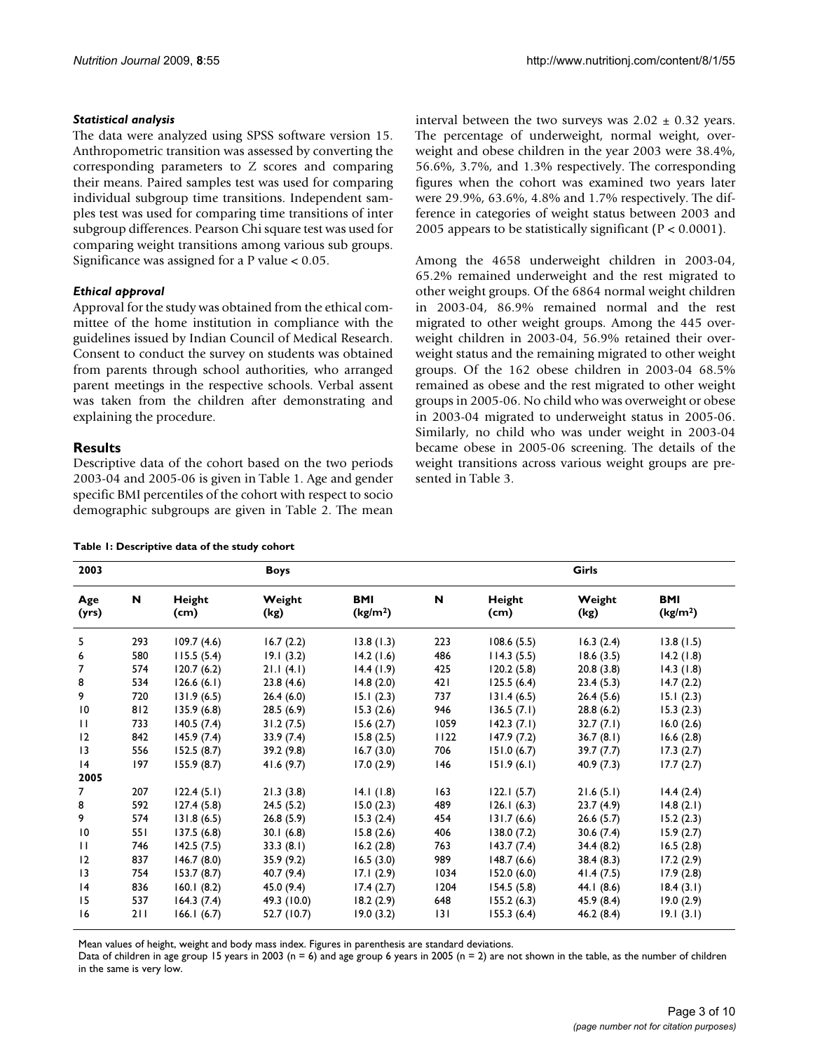### *Statistical analysis*

The data were analyzed using SPSS software version 15. Anthropometric transition was assessed by converting the corresponding parameters to Z scores and comparing their means. Paired samples test was used for comparing individual subgroup time transitions. Independent samples test was used for comparing time transitions of inter subgroup differences. Pearson Chi square test was used for comparing weight transitions among various sub groups. Significance was assigned for a P value < 0.05.

### *Ethical approval*

Approval for the study was obtained from the ethical committee of the home institution in compliance with the guidelines issued by Indian Council of Medical Research. Consent to conduct the survey on students was obtained from parents through school authorities, who arranged parent meetings in the respective schools. Verbal assent was taken from the children after demonstrating and explaining the procedure.

## Results

Descriptive data of the cohort based on the two periods 2003-04 and 2005-06 is given in Table 1. Age and gender specific BMI percentiles of the cohort with respect to socio demographic subgroups are given in Table 2. The mean interval between the two surveys was 2.02 ± 0.32 years. The percentage of underweight, normal weight, overweight and obese children in the year 2003 were 38.4%, 56.6%, 3.7%, and 1.3% respectively. The corresponding figures when the cohort was examined two years later were 29.9%, 63.6%, 4.8% and 1.7% respectively. The difference in categories of weight status between 2003 and 2005 appears to be statistically significant (P < 0.0001).

Among the 4658 underweight children in 2003-04, 65.2% remained underweight and the rest migrated to other weight groups. Of the 6864 normal weight children in 2003-04, 86.9% remained normal and the rest migrated to other weight groups. Among the 445 overweight children in 2003-04, 56.9% retained their overweight status and the remaining migrated to other weight groups. Of the 162 obese children in 2003-04 68.5% remained as obese and the rest migrated to other weight groups in 2005-06. No child who was overweight or obese in 2003-04 migrated to underweight status in 2005-06. Similarly, no child who was under weight in 2003-04 became obese in 2005-06 screening. The details of the weight transitions across various weight groups are presented in Table 3.

**Table 1: Descriptive data of the study cohort**

| 2003 | | Boys | | | | Girls | | |
|---|---|---|---|---|---|---|---|---|
| Age (yrs) | N | Height (cm) | Weight (kg) | BMI (kg/m$^2$) | N | Height (cm) | Weight (kg) | BMI (kg/m$^2$) |
| 5 | 293 | 109.7 (4.6) | 16.7 (2.2) | 13.8 (1.3) | 223 | 108.6 (5.5) | 16.3 (2.4) | 13.8 (1.5) |
| 6 | 580 | 115.5 (5.4) | 19.1 (3.2) | 14.2 (1.6) | 486 | 114.3 (5.5) | 18.6 (3.5) | 14.2 (1.8) |
| 7 | 574 | 120.7 (6.2) | 21.1 (4.1) | 14.4 (1.9) | 425 | 120.2 (5.8) | 20.8 (3.8) | 14.3 (1.8) |
| 8 | 534 | 126.6 (6.1) | 23.8 (4.6) | 14.8 (2.0) | 421 | 125.5 (6.4) | 23.4 (5.3) | 14.7 (2.2) |
| 9 | 720 | 131.9 (6.5) | 26.4 (6.0) | 15.1 (2.3) | 737 | 131.4 (6.5) | 26.4 (5.6) | 15.1 (2.3) |
| 10 | 812 | 135.9 (6.8) | 28.5 (6.9) | 15.3 (2.6) | 946 | 136.5 (7.1) | 28.8 (6.2) | 15.3 (2.3) |
| 11 | 733 | 140.5 (7.4) | 31.2 (7.5) | 15.6 (2.7) | 1059 | 142.3 (7.1) | 32.7 (7.1) | 16.0 (2.6) |
| 12 | 842 | 145.9 (7.4) | 33.9 (7.4) | 15.8 (2.5) | 1122 | 147.9 (7.2) | 36.7 (8.1) | 16.6 (2.8) |
| 13 | 556 | 152.5 (8.7) | 39.2 (9.8) | 16.7 (3.0) | 706 | 151.0 (6.7) | 39.7 (7.7) | 17.3 (2.7) |
| 14 | 197 | 155.9 (8.7) | 41.6 (9.7) | 17.0 (2.9) | 146 | 151.9 (6.1) | 40.9 (7.3) | 17.7 (2.7) |
| **2005** | | | | | | | | |
| 7 | 207 | 122.4 (5.1) | 21.3 (3.8) | 14.1 (1.8) | 163 | 122.1 (5.7) | 21.6 (5.1) | 14.4 (2.4) |
| 8 | 592 | 127.4 (5.8) | 24.5 (5.2) | 15.0 (2.3) | 489 | 126.1 (6.3) | 23.7 (4.9) | 14.8 (2.1) |
| 9 | 574 | 131.8 (6.5) | 26.8 (5.9) | 15.3 (2.4) | 454 | 131.7 (6.6) | 26.6 (5.7) | 15.2 (2.3) |
| 10 | 551 | 137.5 (6.8) | 30.1 (6.8) | 15.8 (2.6) | 406 | 138.0 (7.2) | 30.6 (7.4) | 15.9 (2.7) |
| 11 | 746 | 142.5 (7.5) | 33.3 (8.1) | 16.2 (2.8) | 763 | 143.7 (7.4) | 34.4 (8.2) | 16.5 (2.8) |
| 12 | 837 | 146.7 (8.0) | 35.9 (9.2) | 16.5 (3.0) | 989 | 148.7 (6.6) | 38.4 (8.3) | 17.2 (2.9) |
| 13 | 754 | 153.7 (8.7) | 40.7 (9.4) | 17.1 (2.9) | 1034 | 152.0 (6.0) | 41.4 (7.5) | 17.9 (2.8) |
| 14 | 836 | 160.1 (8.2) | 45.0 (9.4) | 17.4 (2.7) | 1204 | 154.5 (5.8) | 44.1 (8.6) | 18.4 (3.1) |
| 15 | 537 | 164.3 (7.4) | 49.3 (10.0) | 18.2 (2.9) | 648 | 155.2 (6.3) | 45.9 (8.4) | 19.0 (2.9) |
| 16 | 211 | 166.1 (6.7) | 52.7 (10.7) | 19.0 (3.2) | 131 | 155.3 (6.4) | 46.2 (8.4) | 19.1 (3.1) |

Mean values of height, weight and body mass index. Figures in parenthesis are standard deviations.
Data of children in age group 15 years in 2003 (n = 6) and age group 6 years in 2005 (n = 2) are not shown in the table, as the number of children in the same is very low.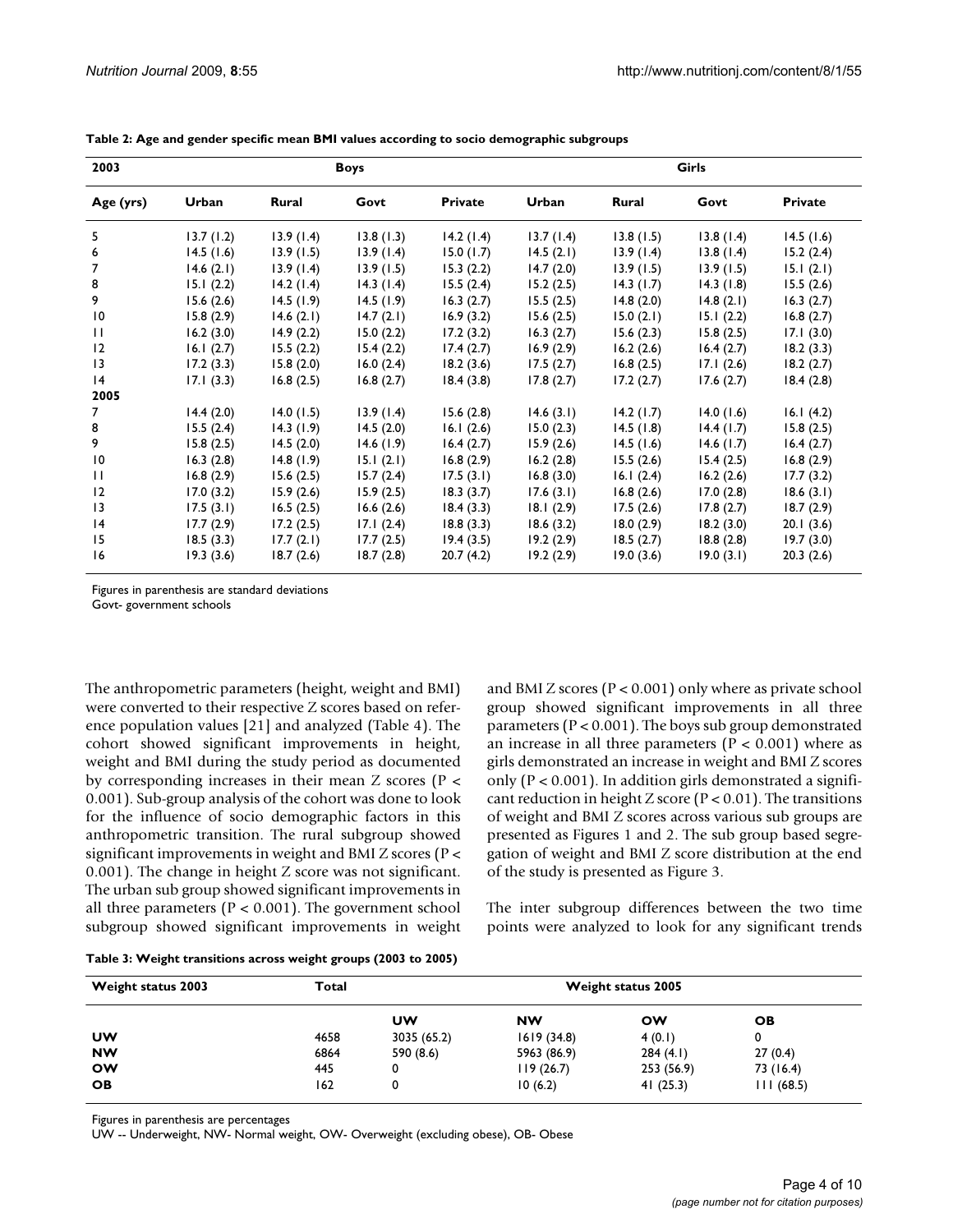**Table 2: Age and gender specific mean BMI values according to socio demographic subgroups**

| 2003 | Boys | | | | Girls | | | |
|---|---|---|---|---|---|---|---|---|
| Age (yrs) | Urban | Rural | Govt | Private | Urban | Rural | Govt | Private |
| 5 | 13.7 (1.2) | 13.9 (1.4) | 13.8 (1.3) | 14.2 (1.4) | 13.7 (1.4) | 13.8 (1.5) | 13.8 (1.4) | 14.5 (1.6) |
| 6 | 14.5 (1.6) | 13.9 (1.5) | 13.9 (1.4) | 15.0 (1.7) | 14.5 (2.1) | 13.9 (1.4) | 13.8 (1.4) | 15.2 (2.4) |
| 7 | 14.6 (2.1) | 13.9 (1.4) | 13.9 (1.5) | 15.3 (2.2) | 14.7 (2.0) | 13.9 (1.5) | 13.9 (1.5) | 15.1 (2.1) |
| 8 | 15.1 (2.2) | 14.2 (1.4) | 14.3 (1.4) | 15.5 (2.4) | 15.2 (2.5) | 14.3 (1.7) | 14.3 (1.8) | 15.5 (2.6) |
| 9 | 15.6 (2.6) | 14.5 (1.9) | 14.5 (1.9) | 16.3 (2.7) | 15.5 (2.5) | 14.8 (2.0) | 14.8 (2.1) | 16.3 (2.7) |
| 10 | 15.8 (2.9) | 14.6 (2.1) | 14.7 (2.1) | 16.9 (3.2) | 15.6 (2.5) | 15.0 (2.1) | 15.1 (2.2) | 16.8 (2.7) |
| 11 | 16.2 (3.0) | 14.9 (2.2) | 15.0 (2.2) | 17.2 (3.2) | 16.3 (2.7) | 15.6 (2.3) | 15.8 (2.5) | 17.1 (3.0) |
| 12 | 16.1 (2.7) | 15.5 (2.2) | 15.4 (2.2) | 17.4 (2.7) | 16.9 (2.9) | 16.2 (2.6) | 16.4 (2.7) | 18.2 (3.3) |
| 13 | 17.2 (3.3) | 15.8 (2.0) | 16.0 (2.4) | 18.2 (3.6) | 17.5 (2.7) | 16.8 (2.5) | 17.1 (2.6) | 18.2 (2.7) |
| 14 | 17.1 (3.3) | 16.8 (2.5) | 16.8 (2.7) | 18.4 (3.8) | 17.8 (2.7) | 17.2 (2.7) | 17.6 (2.7) | 18.4 (2.8) |
| **2005** | | | | | | | | |
| 7 | 14.4 (2.0) | 14.0 (1.5) | 13.9 (1.4) | 15.6 (2.8) | 14.6 (3.1) | 14.2 (1.7) | 14.0 (1.6) | 16.1 (4.2) |
| 8 | 15.5 (2.4) | 14.3 (1.9) | 14.5 (2.0) | 16.1 (2.6) | 15.0 (2.3) | 14.5 (1.8) | 14.4 (1.7) | 15.8 (2.5) |
| 9 | 15.8 (2.5) | 14.5 (2.0) | 14.6 (1.9) | 16.4 (2.7) | 15.9 (2.6) | 14.5 (1.6) | 14.6 (1.7) | 16.4 (2.7) |
| 10 | 16.3 (2.8) | 14.8 (1.9) | 15.1 (2.1) | 16.8 (2.9) | 16.2 (2.8) | 15.5 (2.6) | 15.4 (2.5) | 16.8 (2.9) |
| 11 | 16.8 (2.9) | 15.6 (2.5) | 15.7 (2.4) | 17.5 (3.1) | 16.8 (3.0) | 16.1 (2.4) | 16.2 (2.6) | 17.7 (3.2) |
| 12 | 17.0 (3.2) | 15.9 (2.6) | 15.9 (2.5) | 18.3 (3.7) | 17.6 (3.1) | 16.8 (2.6) | 17.0 (2.8) | 18.6 (3.1) |
| 13 | 17.5 (3.1) | 16.5 (2.5) | 16.6 (2.6) | 18.4 (3.3) | 18.1 (2.9) | 17.5 (2.6) | 17.8 (2.7) | 18.7 (2.9) |
| 14 | 17.7 (2.9) | 17.2 (2.5) | 17.1 (2.4) | 18.8 (3.3) | 18.6 (3.2) | 18.0 (2.9) | 18.2 (3.0) | 20.1 (3.6) |
| 15 | 18.5 (3.3) | 17.7 (2.1) | 17.7 (2.5) | 19.4 (3.5) | 19.2 (2.9) | 18.5 (2.7) | 18.8 (2.8) | 19.7 (3.0) |
| 16 | 19.3 (3.6) | 18.7 (2.6) | 18.7 (2.8) | 20.7 (4.2) | 19.2 (2.9) | 19.0 (3.6) | 19.0 (3.1) | 20.3 (2.6) |

Figures in parenthesis are standard deviations
Govt- government schools

The anthropometric parameters (height, weight and BMI) were converted to their respective Z scores based on reference population values [21] and analyzed (Table 4). The cohort showed significant improvements in height, weight and BMI during the study period as documented by corresponding increases in their mean Z scores ($P < 0.001$). Sub-group analysis of the cohort was done to look for the influence of socio demographic factors in this anthropometric transition. The rural subgroup showed significant improvements in weight and BMI Z scores ($P < 0.001$). The change in height Z score was not significant. The urban sub group showed significant improvements in all three parameters ($P < 0.001$). The government school subgroup showed significant improvements in weight and BMI Z scores ($P < 0.001$) only where as private school group showed significant improvements in all three parameters ($P < 0.001$). The boys sub group demonstrated an increase in all three parameters ($P < 0.001$) where as girls demonstrated an increase in weight and BMI Z scores only ($P < 0.001$). In addition girls demonstrated a significant reduction in height Z score ($P < 0.01$). The transitions of weight and BMI Z scores across various sub groups are presented as Figures 1 and 2. The sub group based segregation of weight and BMI Z score distribution at the end of the study is presented as Figure 3.

The inter subgroup differences between the two time points were analyzed to look for any significant trends

**Table 3: Weight transitions across weight groups (2003 to 2005)**

| Weight status 2003 | Total | Weight status 2005 | | | |
|---|---|---|---|---|---|
| | | UW | NW | OW | OB |
| UW | 4658 | 3035 (65.2) | 1619 (34.8) | 4 (0.1) | 0 |
| NW | 6864 | 590 (8.6) | 5963 (86.9) | 284 (4.1) | 27 (0.4) |
| OW | 445 | 0 | 119 (26.7) | 253 (56.9) | 73 (16.4) |
| OB | 162 | 0 | 10 (6.2) | 41 (25.3) | 111 (68.5) |

Figures in parenthesis are percentages
UW -- Underweight, NW- Normal weight, OW- Overweight (excluding obese), OB- Obese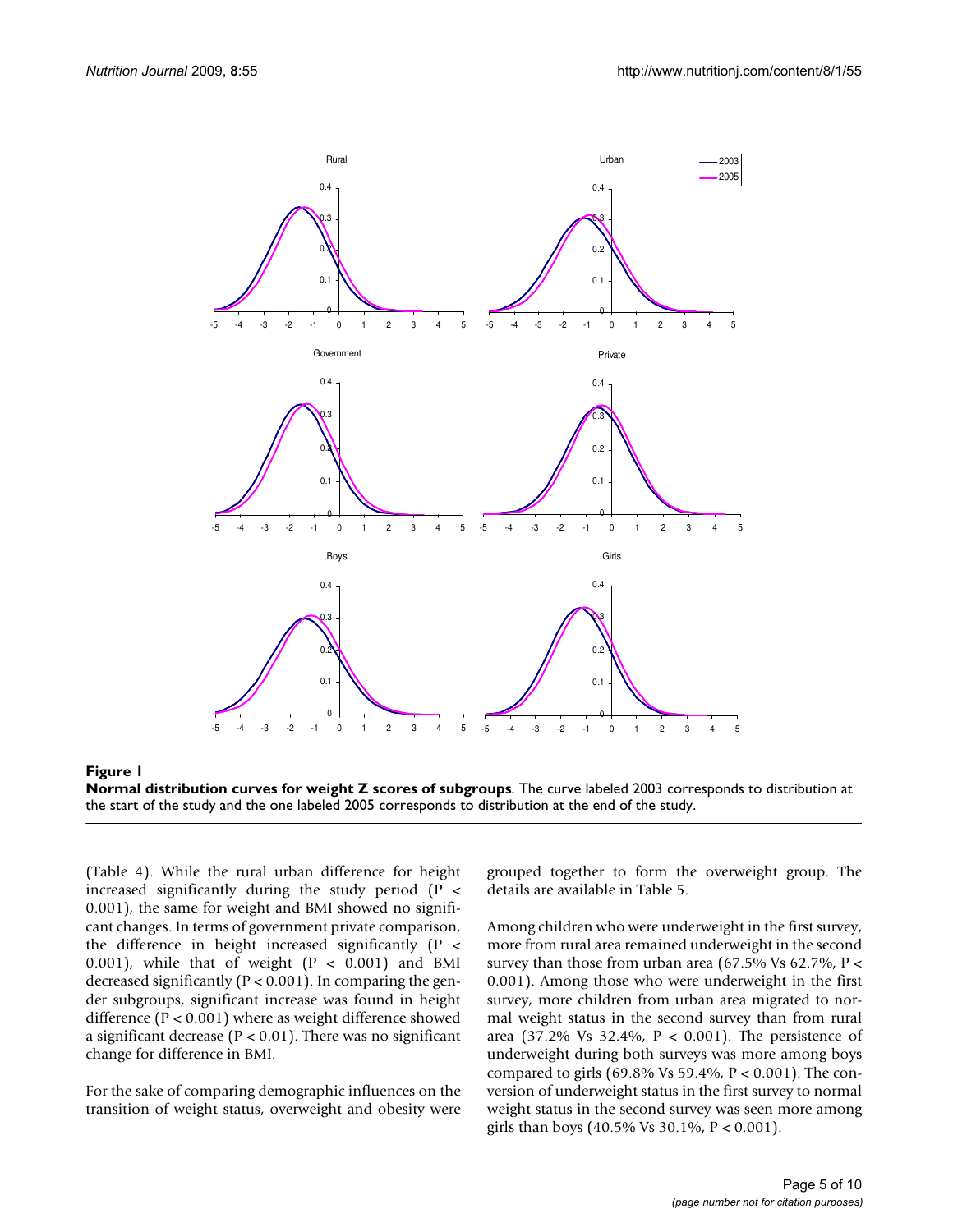**Figure 1**

**Normal distribution curves for weight Z scores of subgroups**. The curve labeled 2003 corresponds to distribution at the start of the study and the one labeled 2005 corresponds to distribution at the end of the study.

(Table 4). While the rural urban difference for height increased significantly during the study period ($P < 0.001$), the same for weight and BMI showed no significant changes. In terms of government private comparison, the difference in height increased significantly ($P < 0.001$), while that of weight ($P < 0.001$) and BMI decreased significantly ($P < 0.001$). In comparing the gender subgroups, significant increase was found in height difference ($P < 0.001$) where as weight difference showed a significant decrease ($P < 0.01$). There was no significant change for difference in BMI.

For the sake of comparing demographic influences on the transition of weight status, overweight and obesity were grouped together to form the overweight group. The details are available in Table 5.

Among children who were underweight in the first survey, more from rural area remained underweight in the second survey than those from urban area (67.5% Vs 62.7%, $P < 0.001$). Among those who were underweight in the first survey, more children from urban area migrated to normal weight status in the second survey than from rural area (37.2% Vs 32.4%, $P < 0.001$). The persistence of underweight during both surveys was more among boys compared to girls (69.8% Vs 59.4%, $P < 0.001$). The conversion of underweight status in the first survey to normal weight status in the second survey was seen more among girls than boys (40.5% Vs 30.1%, $P < 0.001$).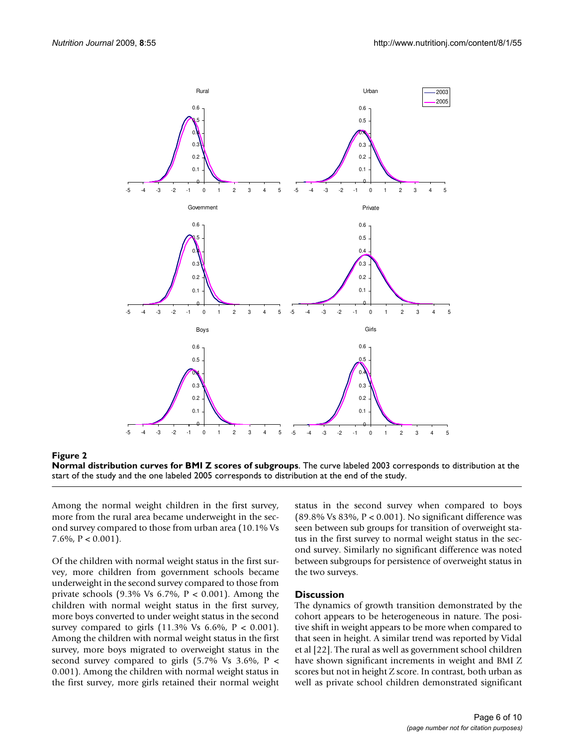**Figure 2**
**Normal distribution curves for BMI Z scores of subgroups**. The curve labeled 2003 corresponds to distribution at the start of the study and the one labeled 2005 corresponds to distribution at the end of the study.

Among the normal weight children in the first survey, more from the rural area became underweight in the second survey compared to those from urban area (10.1% Vs 7.6%, P < 0.001).

Of the children with normal weight status in the first survey, more children from government schools became underweight in the second survey compared to those from private schools (9.3% Vs 6.7%, P < 0.001). Among the children with normal weight status in the first survey, more boys converted to under weight status in the second survey compared to girls (11.3% Vs 6.6%, P < 0.001). Among the children with normal weight status in the first survey, more boys migrated to overweight status in the second survey compared to girls (5.7% Vs 3.6%, P < 0.001). Among the children with normal weight status in the first survey, more girls retained their normal weight status in the second survey when compared to boys (89.8% Vs 83%, P < 0.001). No significant difference was seen between sub groups for transition of overweight status in the first survey to normal weight status in the second survey. Similarly no significant difference was noted between subgroups for persistence of overweight status in the two surveys.

## Discussion

The dynamics of growth transition demonstrated by the cohort appears to be heterogeneous in nature. The positive shift in weight appears to be more when compared to that seen in height. A similar trend was reported by Vidal et al [22]. The rural as well as government school children have shown significant increments in weight and BMI Z scores but not in height Z score. In contrast, both urban as well as private school children demonstrated significant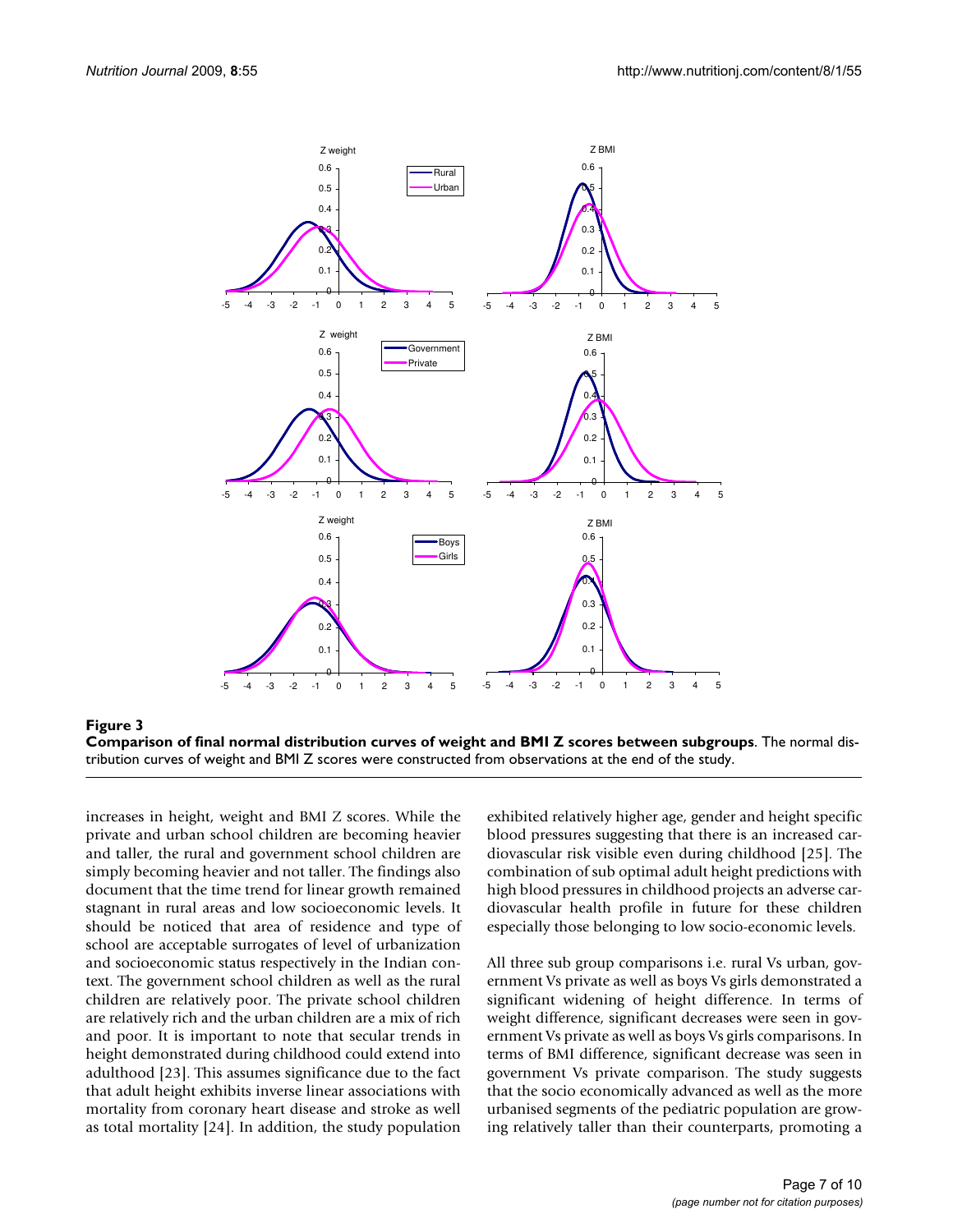**Figure 3**

**Comparison of final normal distribution curves of weight and BMI Z scores between subgroups**. The normal distribution curves of weight and BMI Z scores were constructed from observations at the end of the study.

increases in height, weight and BMI Z scores. While the private and urban school children are becoming heavier and taller, the rural and government school children are simply becoming heavier and not taller. The findings also document that the time trend for linear growth remained stagnant in rural areas and low socioeconomic levels. It should be noticed that area of residence and type of school are acceptable surrogates of level of urbanization and socioeconomic status respectively in the Indian context. The government school children as well as the rural children are relatively poor. The private school children are relatively rich and the urban children are a mix of rich and poor. It is important to note that secular trends in height demonstrated during childhood could extend into adulthood [23]. This assumes significance due to the fact that adult height exhibits inverse linear associations with mortality from coronary heart disease and stroke as well as total mortality [24]. In addition, the study population exhibited relatively higher age, gender and height specific blood pressures suggesting that there is an increased cardiovascular risk visible even during childhood [25]. The combination of sub optimal adult height predictions with high blood pressures in childhood projects an adverse cardiovascular health profile in future for these children especially those belonging to low socio-economic levels.

All three sub group comparisons i.e. rural Vs urban, government Vs private as well as boys Vs girls demonstrated a significant widening of height difference. In terms of weight difference, significant decreases were seen in government Vs private as well as boys Vs girls comparisons. In terms of BMI difference, significant decrease was seen in government Vs private comparison. The study suggests that the socio economically advanced as well as the more urbanised segments of the pediatric population are growing relatively taller than their counterparts, promoting a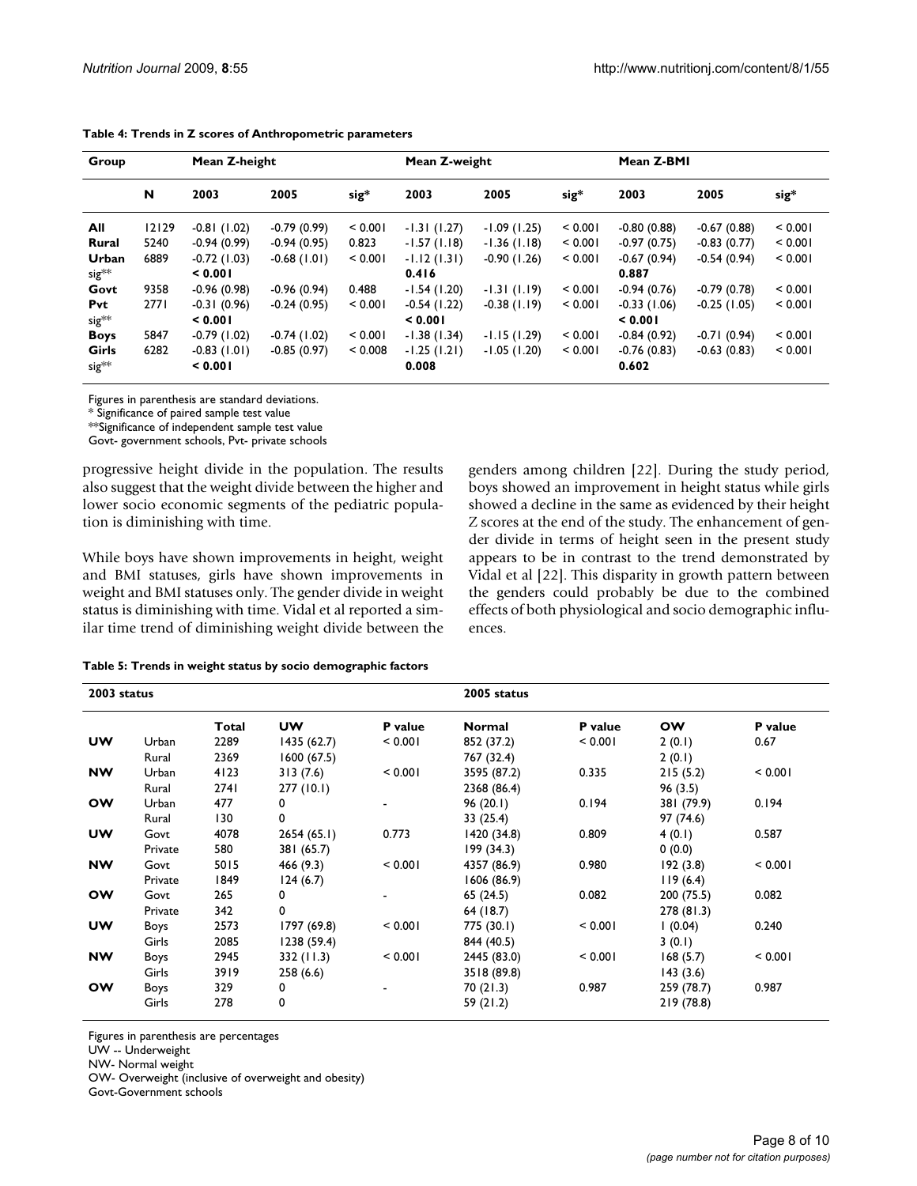**Table 4: Trends in Z scores of Anthropometric parameters**

| Group | | Mean Z-height | | | Mean Z-weight | | | Mean Z-BMI | | |
|---|---|---|---|---|---|---|---|---|---|---|
| | N | 2003 | 2005 | sig* | 2003 | 2005 | sig* | 2003 | 2005 | sig* |
| **All** | 12129 | -0.81 (1.02) | -0.79 (0.99) | < 0.001 | -1.31 (1.27) | -1.09 (1.25) | < 0.001 | -0.80 (0.88) | -0.67 (0.88) | < 0.001 |
| **Rural** | 5240 | -0.94 (0.99) | -0.94 (0.95) | 0.823 | -1.57 (1.18) | -1.36 (1.18) | < 0.001 | -0.97 (0.75) | -0.83 (0.77) | < 0.001 |
| **Urban** | 6889 | -0.72 (1.03) | -0.68 (1.01) | < 0.001 | -1.12 (1.31) | -0.90 (1.26) | < 0.001 | -0.67 (0.94) | -0.54 (0.94) | < 0.001 |
| sig** | | **< 0.001** | | | **0.416** | | | **0.887** | | |
| **Govt** | 9358 | -0.96 (0.98) | -0.96 (0.94) | 0.488 | -1.54 (1.20) | -1.31 (1.19) | < 0.001 | -0.94 (0.76) | -0.79 (0.78) | < 0.001 |
| **Pvt** | 2771 | -0.31 (0.96) | -0.24 (0.95) | < 0.001 | -0.54 (1.22) | -0.38 (1.19) | < 0.001 | -0.33 (1.06) | -0.25 (1.05) | < 0.001 |
| sig** | | **< 0.001** | | | **< 0.001** | | | **< 0.001** | | |
| **Boys** | 5847 | -0.79 (1.02) | -0.74 (1.02) | < 0.001 | -1.38 (1.34) | -1.15 (1.29) | < 0.001 | -0.84 (0.92) | -0.71 (0.94) | < 0.001 |
| **Girls** | 6282 | -0.83 (1.01) | -0.85 (0.97) | < 0.008 | -1.25 (1.21) | -1.05 (1.20) | < 0.001 | -0.76 (0.83) | -0.63 (0.83) | < 0.001 |
| sig** | | **< 0.001** | | | **0.008** | | | **0.602** | | |

Figures in parenthesis are standard deviations.
* Significance of paired sample test value
**Significance of independent sample test value
Govt- government schools, Pvt- private schools

progressive height divide in the population. The results also suggest that the weight divide between the higher and lower socio economic segments of the pediatric population is diminishing with time.

While boys have shown improvements in height, weight and BMI statuses, girls have shown improvements in weight and BMI statuses only. The gender divide in weight status is diminishing with time. Vidal et al reported a similar time trend of diminishing weight divide between the genders among children [22]. During the study period, boys showed an improvement in height status while girls showed a decline in the same as evidenced by their height Z scores at the end of the study. The enhancement of gender divide in terms of height seen in the present study appears to be in contrast to the trend demonstrated by Vidal et al [22]. This disparity in growth pattern between the genders could probably be due to the combined effects of both physiological and socio demographic influences.

**Table 5: Trends in weight status by socio demographic factors**

| 2003 status | | | 2005 status | | | | | |
|---|---|---|---|---|---|---|---|---|
| | | Total | UW | P value | Normal | P value | OW | P value |
| **UW** | Urban | 2289 | 1435 (62.7) | < 0.001 | 852 (37.2) | < 0.001 | 2 (0.1) | 0.67 |
| | Rural | 2369 | 1600 (67.5) | | 767 (32.4) | | 2 (0.1) | |
| **NW** | Urban | 4123 | 313 (7.6) | < 0.001 | 3595 (87.2) | 0.335 | 215 (5.2) | < 0.001 |
| | Rural | 2741 | 277 (10.1) | | 2368 (86.4) | | 96 (3.5) | |
| **OW** | Urban | 477 | 0 | - | 96 (20.1) | 0.194 | 381 (79.9) | 0.194 |
| | Rural | 130 | 0 | | 33 (25.4) | | 97 (74.6) | |
| **UW** | Govt | 4078 | 2654 (65.1) | 0.773 | 1420 (34.8) | 0.809 | 4 (0.1) | 0.587 |
| | Private | 580 | 381 (65.7) | | 199 (34.3) | | 0 (0.0) | |
| **NW** | Govt | 5015 | 466 (9.3) | < 0.001 | 4357 (86.9) | 0.980 | 192 (3.8) | < 0.001 |
| | Private | 1849 | 124 (6.7) | | 1606 (86.9) | | 119 (6.4) | |
| **OW** | Govt | 265 | 0 | - | 65 (24.5) | 0.082 | 200 (75.5) | 0.082 |
| | Private | 342 | 0 | | 64 (18.7) | | 278 (81.3) | |
| **UW** | Boys | 2573 | 1797 (69.8) | < 0.001 | 775 (30.1) | < 0.001 | 1 (0.04) | 0.240 |
| | Girls | 2085 | 1238 (59.4) | | 844 (40.5) | | 3 (0.1) | |
| **NW** | Boys | 2945 | 332 (11.3) | < 0.001 | 2445 (83.0) | < 0.001 | 168 (5.7) | < 0.001 |
| | Girls | 3919 | 258 (6.6) | | 3518 (89.8) | | 143 (3.6) | |
| **OW** | Boys | 329 | 0 | - | 70 (21.3) | 0.987 | 259 (78.7) | 0.987 |
| | Girls | 278 | 0 | | 59 (21.2) | | 219 (78.8) | |

Figures in parenthesis are percentages
UW -- Underweight
NW- Normal weight
OW- Overweight (inclusive of overweight and obesity)
Govt-Government schools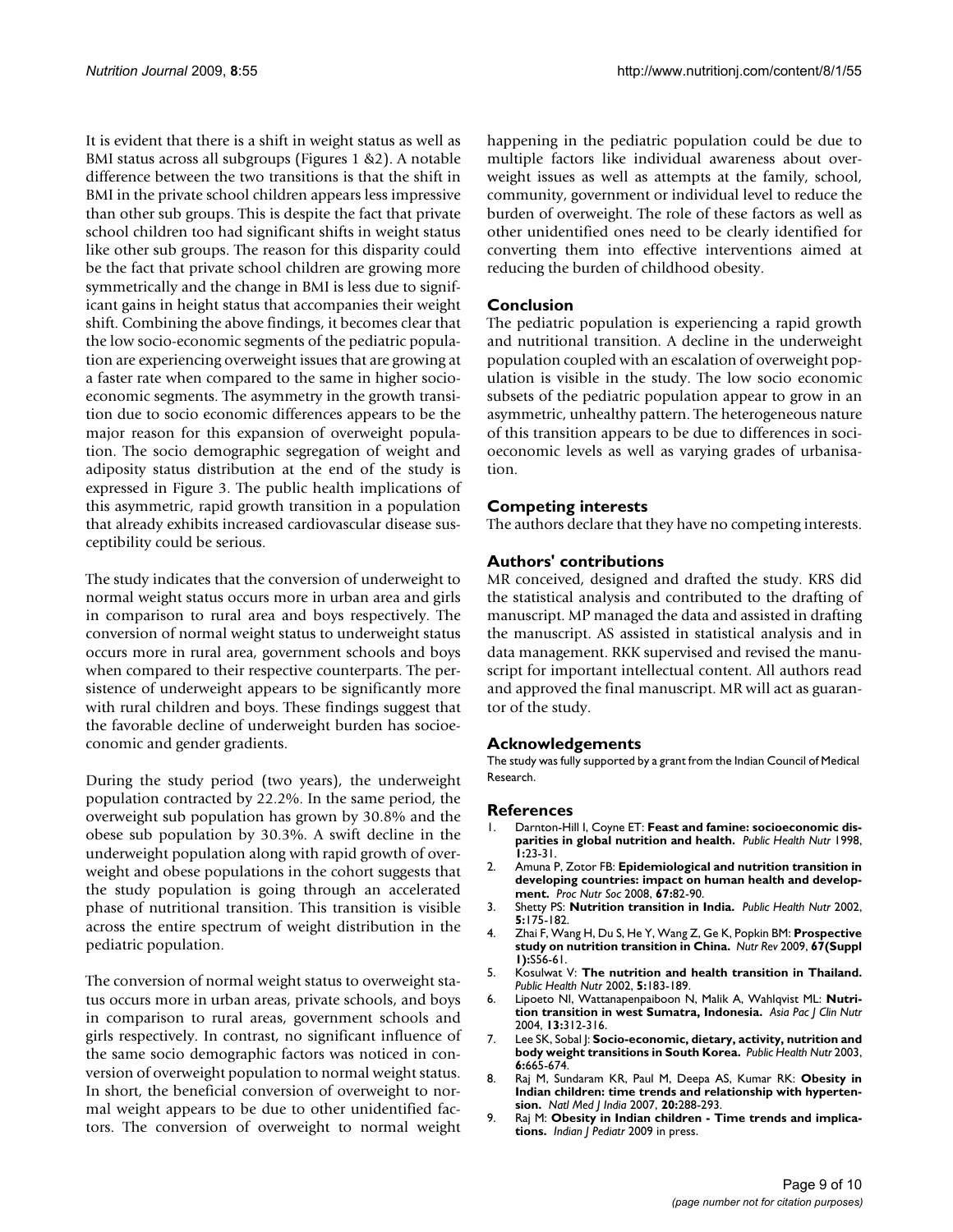It is evident that there is a shift in weight status as well as BMI status across all subgroups (Figures 1 &2). A notable difference between the two transitions is that the shift in BMI in the private school children appears less impressive than other sub groups. This is despite the fact that private school children too had significant shifts in weight status like other sub groups. The reason for this disparity could be the fact that private school children are growing more symmetrically and the change in BMI is less due to significant gains in height status that accompanies their weight shift. Combining the above findings, it becomes clear that the low socio-economic segments of the pediatric population are experiencing overweight issues that are growing at a faster rate when compared to the same in higher socioeconomic segments. The asymmetry in the growth transition due to socio economic differences appears to be the major reason for this expansion of overweight population. The socio demographic segregation of weight and adiposity status distribution at the end of the study is expressed in Figure 3. The public health implications of this asymmetric, rapid growth transition in a population that already exhibits increased cardiovascular disease susceptibility could be serious.

The study indicates that the conversion of underweight to normal weight status occurs more in urban area and girls in comparison to rural area and boys respectively. The conversion of normal weight status to underweight status occurs more in rural area, government schools and boys when compared to their respective counterparts. The persistence of underweight appears to be significantly more with rural children and boys. These findings suggest that the favorable decline of underweight burden has socioeconomic and gender gradients.

During the study period (two years), the underweight population contracted by 22.2%. In the same period, the overweight sub population has grown by 30.8% and the obese sub population by 30.3%. A swift decline in the underweight population along with rapid growth of overweight and obese populations in the cohort suggests that the study population is going through an accelerated phase of nutritional transition. This transition is visible across the entire spectrum of weight distribution in the pediatric population.

The conversion of normal weight status to overweight status occurs more in urban areas, private schools, and boys in comparison to rural areas, government schools and girls respectively. In contrast, no significant influence of the same socio demographic factors was noticed in conversion of overweight population to normal weight status. In short, the beneficial conversion of overweight to normal weight appears to be due to other unidentified factors. The conversion of overweight to normal weight happening in the pediatric population could be due to multiple factors like individual awareness about overweight issues as well as attempts at the family, school, community, government or individual level to reduce the burden of overweight. The role of these factors as well as other unidentified ones need to be clearly identified for converting them into effective interventions aimed at reducing the burden of childhood obesity.

## Conclusion

The pediatric population is experiencing a rapid growth and nutritional transition. A decline in the underweight population coupled with an escalation of overweight population is visible in the study. The low socio economic subsets of the pediatric population appear to grow in an asymmetric, unhealthy pattern. The heterogeneous nature of this transition appears to be due to differences in socioeconomic levels as well as varying grades of urbanisation.

## Competing interests

The authors declare that they have no competing interests.

## Authors' contributions

MR conceived, designed and drafted the study. KRS did the statistical analysis and contributed to the drafting of manuscript. MP managed the data and assisted in drafting the manuscript. AS assisted in statistical analysis and in data management. RKK supervised and revised the manuscript for important intellectual content. All authors read and approved the final manuscript. MR will act as guarantor of the study.

## Acknowledgements

The study was fully supported by a grant from the Indian Council of Medical Research.

## References

1. Darnton-Hill I, Coyne ET: **Feast and famine: socioeconomic disparities in global nutrition and health.** *Public Health Nutr* 1998, **1:**23-31.
2. Amuna P, Zotor FB: **Epidemiological and nutrition transition in developing countries: impact on human health and development.** *Proc Nutr Soc* 2008, **67:**82-90.
3. Shetty PS: **Nutrition transition in India.** *Public Health Nutr* 2002, **5:**175-182.
4. Zhai F, Wang H, Du S, He Y, Wang Z, Ge K, Popkin BM: **Prospective study on nutrition transition in China.** *Nutr Rev* 2009, **67(Suppl 1):**S56-61.
5. Kosulwat V: **The nutrition and health transition in Thailand.** *Public Health Nutr* 2002, **5:**183-189.
6. Lipoeto NI, Wattanapenpaiboon N, Malik A, Wahlqvist ML: **Nutrition transition in west Sumatra, Indonesia.** *Asia Pac J Clin Nutr* 2004, **13:**312-316.
7. Lee SK, Sobal J: **Socio-economic, dietary, activity, nutrition and body weight transitions in South Korea.** *Public Health Nutr* 2003, **6:**665-674.
8. Raj M, Sundaram KR, Paul M, Deepa AS, Kumar RK: **Obesity in Indian children: time trends and relationship with hypertension.** *Natl Med J India* 2007, **20:**288-293.
9. Raj M: **Obesity in Indian children - Time trends and implications.** *Indian J Pediatr* 2009 in press.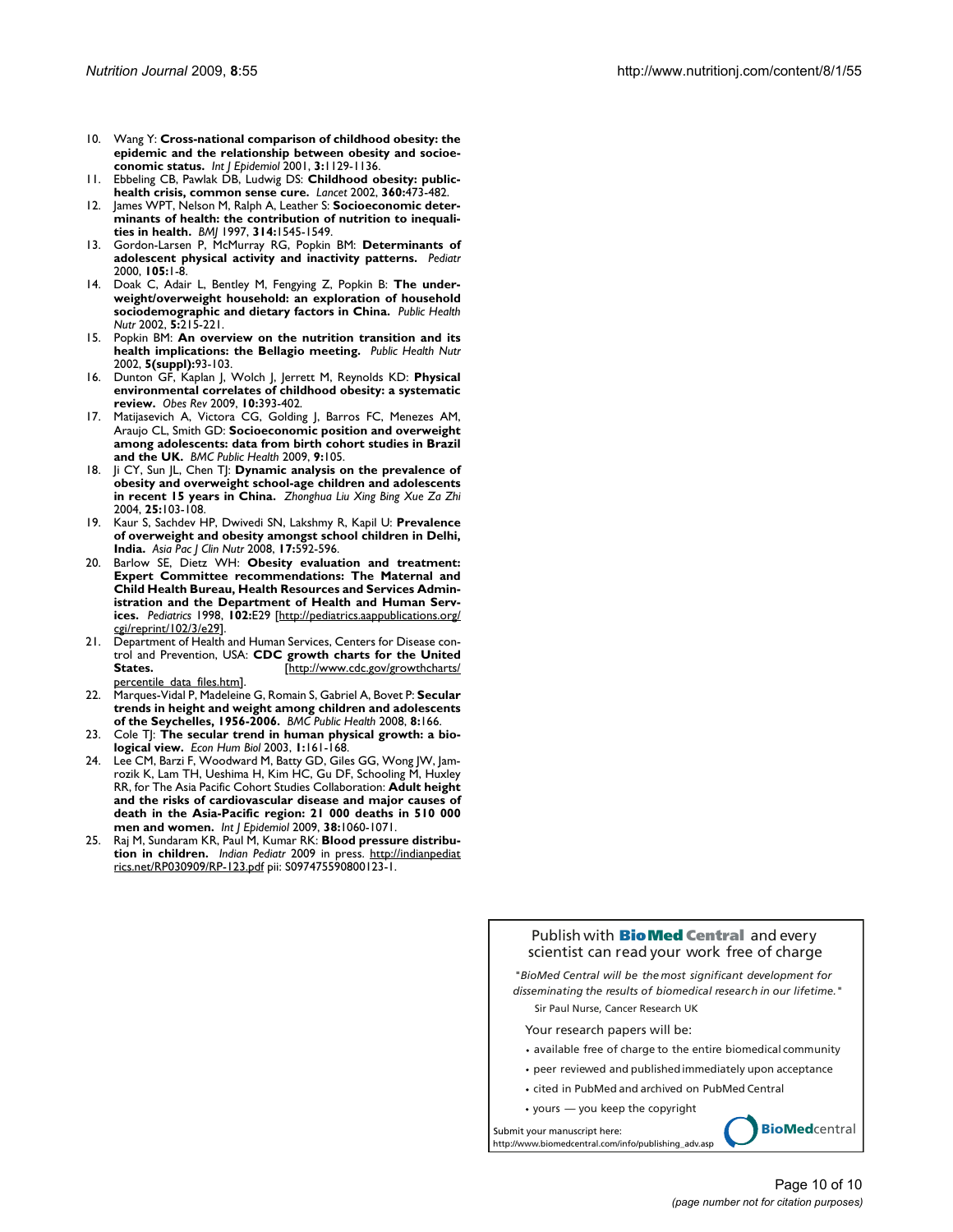10. Wang Y: **Cross-national comparison of childhood obesity: the epidemic and the relationship between obesity and socioeconomic status.** *Int J Epidemiol* 2001, **3:**1129-1136.
11. Ebbeling CB, Pawlak DB, Ludwig DS: **Childhood obesity: public-health crisis, common sense cure.** *Lancet* 2002, **360:**473-482.
12. James WPT, Nelson M, Ralph A, Leather S: **Socioeconomic determinants of health: the contribution of nutrition to inequalities in health.** *BMJ* 1997, **314:**1545-1549.
13. Gordon-Larsen P, McMurray RG, Popkin BM: **Determinants of adolescent physical activity and inactivity patterns.** *Pediatr* 2000, **105:**1-8.
14. Doak C, Adair L, Bentley M, Fengying Z, Popkin B: **The underweight/overweight household: an exploration of household sociodemographic and dietary factors in China.** *Public Health Nutr* 2002, **5:**215-221.
15. Popkin BM: **An overview on the nutrition transition and its health implications: the Bellagio meeting.** *Public Health Nutr* 2002, **5(suppl):**93-103.
16. Dunton GF, Kaplan J, Wolch J, Jerrett M, Reynolds KD: **Physical environmental correlates of childhood obesity: a systematic review.** *Obes Rev* 2009, **10:**393-402.
17. Matijasevich A, Victora CG, Golding J, Barros FC, Menezes AM, Araujo CL, Smith GD: **Socioeconomic position and overweight among adolescents: data from birth cohort studies in Brazil and the UK.** *BMC Public Health* 2009, **9:**105.
18. Ji CY, Sun JL, Chen TJ: **Dynamic analysis on the prevalence of obesity and overweight school-age children and adolescents in recent 15 years in China.** *Zhonghua Liu Xing Bing Xue Za Zhi* 2004, **25:**103-108.
19. Kaur S, Sachdev HP, Dwivedi SN, Lakshmy R, Kapil U: **Prevalence of overweight and obesity amongst school children in Delhi, India.** *Asia Pac J Clin Nutr* 2008, **17:**592-596.
20. Barlow SE, Dietz WH: **Obesity evaluation and treatment: Expert Committee recommendations: The Maternal and Child Health Bureau, Health Resources and Services Administration and the Department of Health and Human Services.** *Pediatrics* 1998, **102:**E29 [http://pediatrics.aappublications.org/cgi/reprint/102/3/e29].
21. Department of Health and Human Services, Centers for Disease control and Prevention, USA: **CDC growth charts for the United States.** [http://www.cdc.gov/growthcharts/percentile_data_files.htm].
22. Marques-Vidal P, Madeleine G, Romain S, Gabriel A, Bovet P: **Secular trends in height and weight among children and adolescents of the Seychelles, 1956-2006.** *BMC Public Health* 2008, **8:**166.
23. Cole TJ: **The secular trend in human physical growth: a biological view.** *Econ Hum Biol* 2003, **1:**161-168.
24. Lee CM, Barzi F, Woodward M, Batty GD, Giles GG, Wong JW, Jamrozik K, Lam TH, Ueshima H, Kim HC, Gu DF, Schooling M, Huxley RR, for The Asia Pacific Cohort Studies Collaboration: **Adult height and the risks of cardiovascular disease and major causes of death in the Asia-Pacific region: 21 000 deaths in 510 000 men and women.** *Int J Epidemiol* 2009, **38:**1060-1071.
25. Raj M, Sundaram KR, Paul M, Kumar RK: **Blood pressure distribution in children.** *Indian Pediatr* 2009 in press. http://indianpediatrics.net/RP030909/RP-123.pdf pii: S097475590800123-1.

Publish with **BioMed Central** and every scientist can read your work free of charge

*"BioMed Central will be the most significant development for disseminating the results of biomedical research in our lifetime."*
Sir Paul Nurse, Cancer Research UK

Your research papers will be:

- available free of charge to the entire biomedical community
- peer reviewed and published immediately upon acceptance
- cited in PubMed and archived on PubMed Central
- yours — you keep the copyright

Submit your manuscript here:
http://www.biomedcentral.com/info/publishing_adv.asp

**BioMed**central